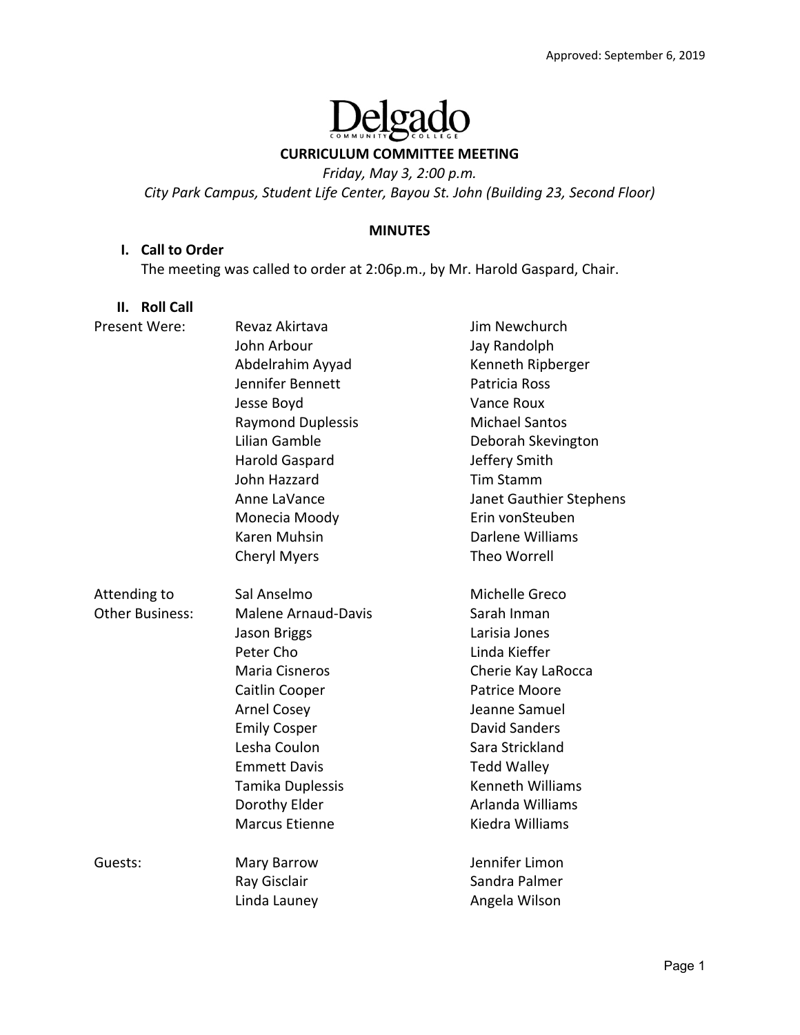Approved: September 6, 2019

Delgado Community College

**CURRICULUM COMMITTEE MEETING**

*Friday, May 3, 2:00 p.m.*

*City Park Campus, Student Life Center, Bayou St. John (Building 23, Second Floor)*

**MINUTES**

**I. Call to Order**

The meeting was called to order at 2:06p.m., by Mr. Harold Gaspard, Chair.

**II. Roll Call**

| | | |
|---|---|---|
| Present Were: | Revaz Akirtava | Jim Newchurch |
| | John Arbour | Jay Randolph |
| | Abdelrahim Ayyad | Kenneth Ripberger |
| | Jennifer Bennett | Patricia Ross |
| | Jesse Boyd | Vance Roux |
| | Raymond Duplessis | Michael Santos |
| | Lilian Gamble | Deborah Skevington |
| | Harold Gaspard | Jeffery Smith |
| | John Hazzard | Tim Stamm |
| | Anne LaVance | Janet Gauthier Stephens |
| | Monecia Moody | Erin vonSteuben |
| | Karen Muhsin | Darlene Williams |
| | Cheryl Myers | Theo Worrell |
| Attending to Other Business: | Sal Anselmo | Michelle Greco |
| | Malene Arnaud-Davis | Sarah Inman |
| | Jason Briggs | Larisia Jones |
| | Peter Cho | Linda Kieffer |
| | Maria Cisneros | Cherie Kay LaRocca |
| | Caitlin Cooper | Patrice Moore |
| | Arnel Cosey | Jeanne Samuel |
| | Emily Cosper | David Sanders |
| | Lesha Coulon | Sara Strickland |
| | Emmett Davis | Tedd Walley |
| | Tamika Duplessis | Kenneth Williams |
| | Dorothy Elder | Arlanda Williams |
| | Marcus Etienne | Kiedra Williams |
| Guests: | Mary Barrow | Jennifer Limon |
| | Ray Gisclair | Sandra Palmer |
| | Linda Launey | Angela Wilson |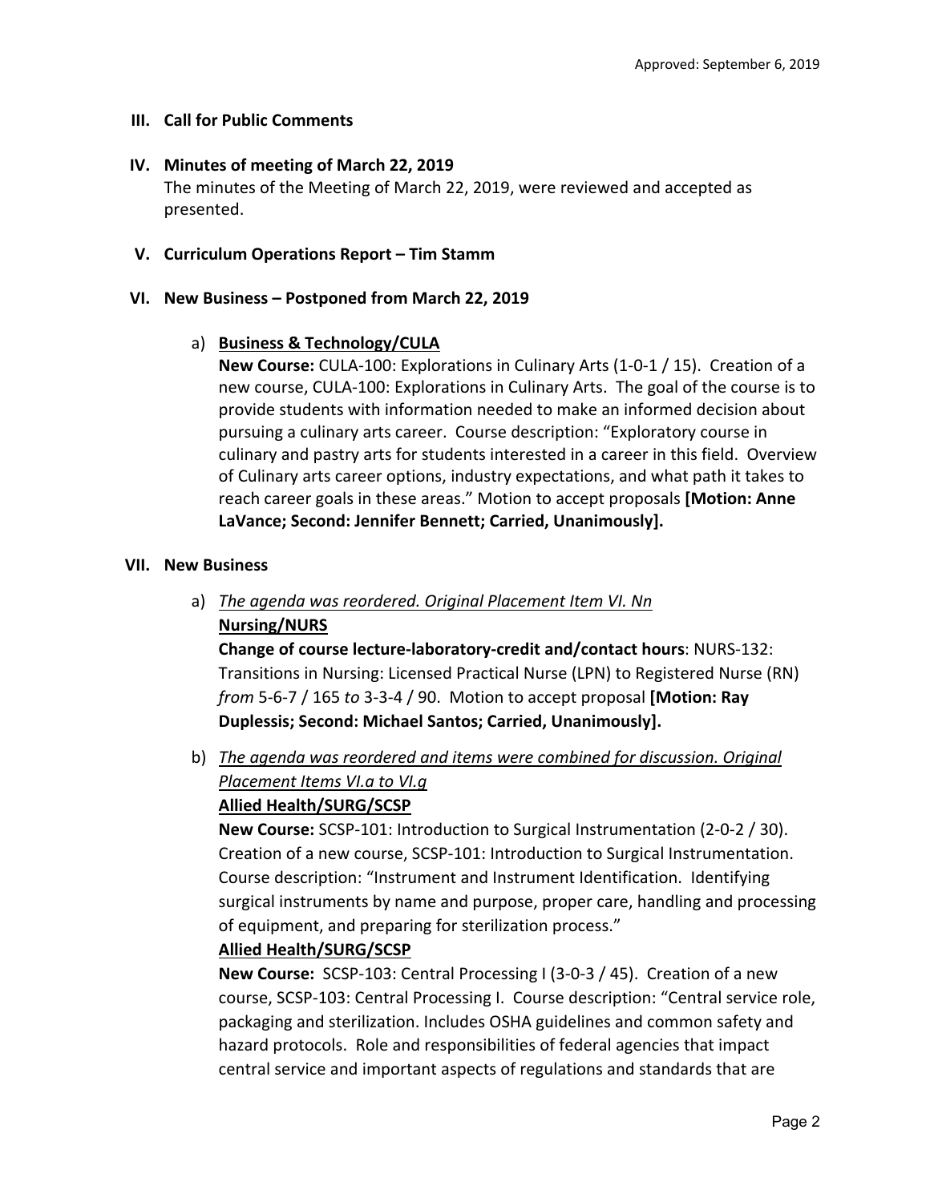Approved: September 6, 2019

## III. Call for Public Comments

## IV. Minutes of meeting of March 22, 2019

The minutes of the Meeting of March 22, 2019, were reviewed and accepted as presented.

## V. Curriculum Operations Report – Tim Stamm

## VI. New Business – Postponed from March 22, 2019

a) **Business & Technology/CULA**

**New Course:** CULA-100: Explorations in Culinary Arts (1-0-1 / 15). Creation of a new course, CULA-100: Explorations in Culinary Arts. The goal of the course is to provide students with information needed to make an informed decision about pursuing a culinary arts career. Course description: "Exploratory course in culinary and pastry arts for students interested in a career in this field. Overview of Culinary arts career options, industry expectations, and what path it takes to reach career goals in these areas." Motion to accept proposals **[Motion: Anne LaVance; Second: Jennifer Bennett; Carried, Unanimously].**

## VII. New Business

a) *The agenda was reordered. Original Placement Item VI. Nn*

**Nursing/NURS**

**Change of course lecture-laboratory-credit and/contact hours**: NURS-132: Transitions in Nursing: Licensed Practical Nurse (LPN) to Registered Nurse (RN) *from* 5-6-7 / 165 *to* 3-3-4 / 90. Motion to accept proposal **[Motion: Ray Duplessis; Second: Michael Santos; Carried, Unanimously].**

b) *The agenda was reordered and items were combined for discussion. Original Placement Items VI.a to VI.g*

**Allied Health/SURG/SCSP**

**New Course:** SCSP-101: Introduction to Surgical Instrumentation (2-0-2 / 30). Creation of a new course, SCSP-101: Introduction to Surgical Instrumentation. Course description: "Instrument and Instrument Identification. Identifying surgical instruments by name and purpose, proper care, handling and processing of equipment, and preparing for sterilization process."

**Allied Health/SURG/SCSP**

**New Course:** SCSP-103: Central Processing I (3-0-3 / 45). Creation of a new course, SCSP-103: Central Processing I. Course description: "Central service role, packaging and sterilization. Includes OSHA guidelines and common safety and hazard protocols. Role and responsibilities of federal agencies that impact central service and important aspects of regulations and standards that are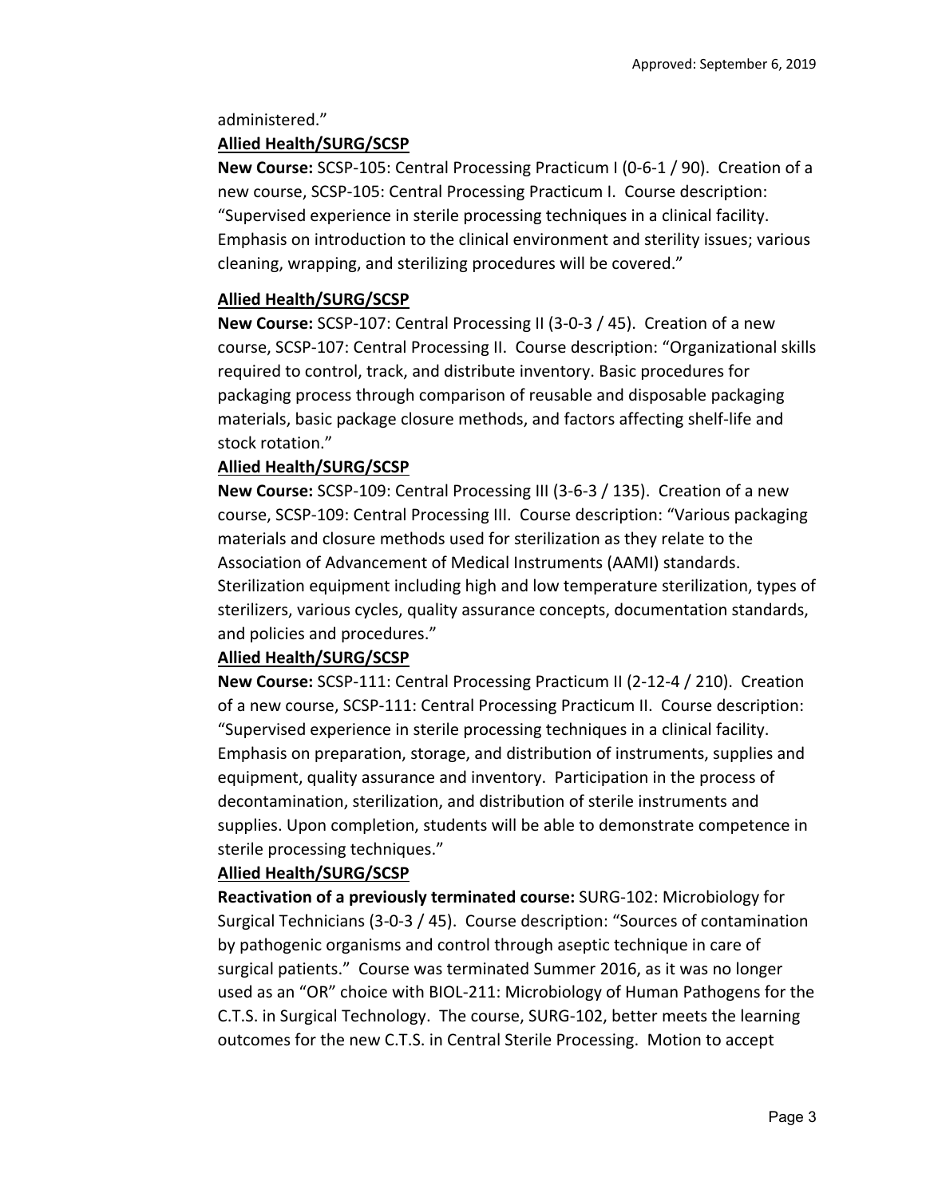administered."

**Allied Health/SURG/SCSP**

**New Course:** SCSP-105: Central Processing Practicum I (0-6-1 / 90). Creation of a new course, SCSP-105: Central Processing Practicum I. Course description: "Supervised experience in sterile processing techniques in a clinical facility. Emphasis on introduction to the clinical environment and sterility issues; various cleaning, wrapping, and sterilizing procedures will be covered."

**Allied Health/SURG/SCSP**

**New Course:** SCSP-107: Central Processing II (3-0-3 / 45). Creation of a new course, SCSP-107: Central Processing II. Course description: "Organizational skills required to control, track, and distribute inventory. Basic procedures for packaging process through comparison of reusable and disposable packaging materials, basic package closure methods, and factors affecting shelf-life and stock rotation."

**Allied Health/SURG/SCSP**

**New Course:** SCSP-109: Central Processing III (3-6-3 / 135). Creation of a new course, SCSP-109: Central Processing III. Course description: "Various packaging materials and closure methods used for sterilization as they relate to the Association of Advancement of Medical Instruments (AAMI) standards. Sterilization equipment including high and low temperature sterilization, types of sterilizers, various cycles, quality assurance concepts, documentation standards, and policies and procedures."

**Allied Health/SURG/SCSP**

**New Course:** SCSP-111: Central Processing Practicum II (2-12-4 / 210). Creation of a new course, SCSP-111: Central Processing Practicum II. Course description: "Supervised experience in sterile processing techniques in a clinical facility. Emphasis on preparation, storage, and distribution of instruments, supplies and equipment, quality assurance and inventory. Participation in the process of decontamination, sterilization, and distribution of sterile instruments and supplies. Upon completion, students will be able to demonstrate competence in sterile processing techniques."

**Allied Health/SURG/SCSP**

**Reactivation of a previously terminated course:** SURG-102: Microbiology for Surgical Technicians (3-0-3 / 45). Course description: "Sources of contamination by pathogenic organisms and control through aseptic technique in care of surgical patients." Course was terminated Summer 2016, as it was no longer used as an "OR" choice with BIOL-211: Microbiology of Human Pathogens for the C.T.S. in Surgical Technology. The course, SURG-102, better meets the learning outcomes for the new C.T.S. in Central Sterile Processing. Motion to accept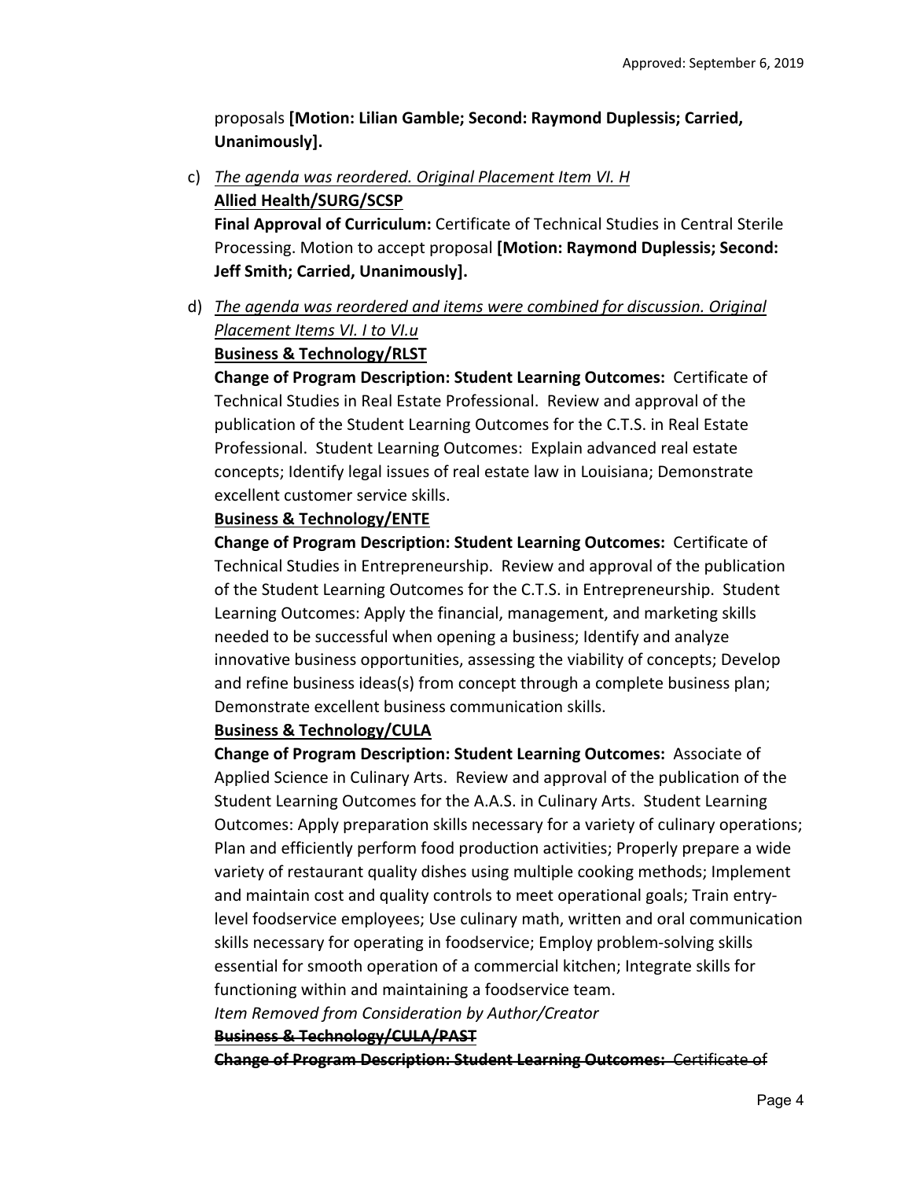proposals **[Motion: Lilian Gamble; Second: Raymond Duplessis; Carried, Unanimously].**

c) *The agenda was reordered. Original Placement Item VI. H*
**Allied Health/SURG/SCSP**
**Final Approval of Curriculum:** Certificate of Technical Studies in Central Sterile Processing. Motion to accept proposal **[Motion: Raymond Duplessis; Second: Jeff Smith; Carried, Unanimously].**

d) *The agenda was reordered and items were combined for discussion. Original Placement Items VI. I to VI.u*
**Business & Technology/RLST**
**Change of Program Description: Student Learning Outcomes:** Certificate of Technical Studies in Real Estate Professional. Review and approval of the publication of the Student Learning Outcomes for the C.T.S. in Real Estate Professional. Student Learning Outcomes: Explain advanced real estate concepts; Identify legal issues of real estate law in Louisiana; Demonstrate excellent customer service skills.
**Business & Technology/ENTE**
**Change of Program Description: Student Learning Outcomes:** Certificate of Technical Studies in Entrepreneurship. Review and approval of the publication of the Student Learning Outcomes for the C.T.S. in Entrepreneurship. Student Learning Outcomes: Apply the financial, management, and marketing skills needed to be successful when opening a business; Identify and analyze innovative business opportunities, assessing the viability of concepts; Develop and refine business ideas(s) from concept through a complete business plan; Demonstrate excellent business communication skills.
**Business & Technology/CULA**
**Change of Program Description: Student Learning Outcomes:** Associate of Applied Science in Culinary Arts. Review and approval of the publication of the Student Learning Outcomes for the A.A.S. in Culinary Arts. Student Learning Outcomes: Apply preparation skills necessary for a variety of culinary operations; Plan and efficiently perform food production activities; Properly prepare a wide variety of restaurant quality dishes using multiple cooking methods; Implement and maintain cost and quality controls to meet operational goals; Train entry-level foodservice employees; Use culinary math, written and oral communication skills necessary for operating in foodservice; Employ problem-solving skills essential for smooth operation of a commercial kitchen; Integrate skills for functioning within and maintaining a foodservice team.
*Item Removed from Consideration by Author/Creator*
~~**Business & Technology/CULA/PAST**~~
~~**Change of Program Description: Student Learning Outcomes:** Certificate of~~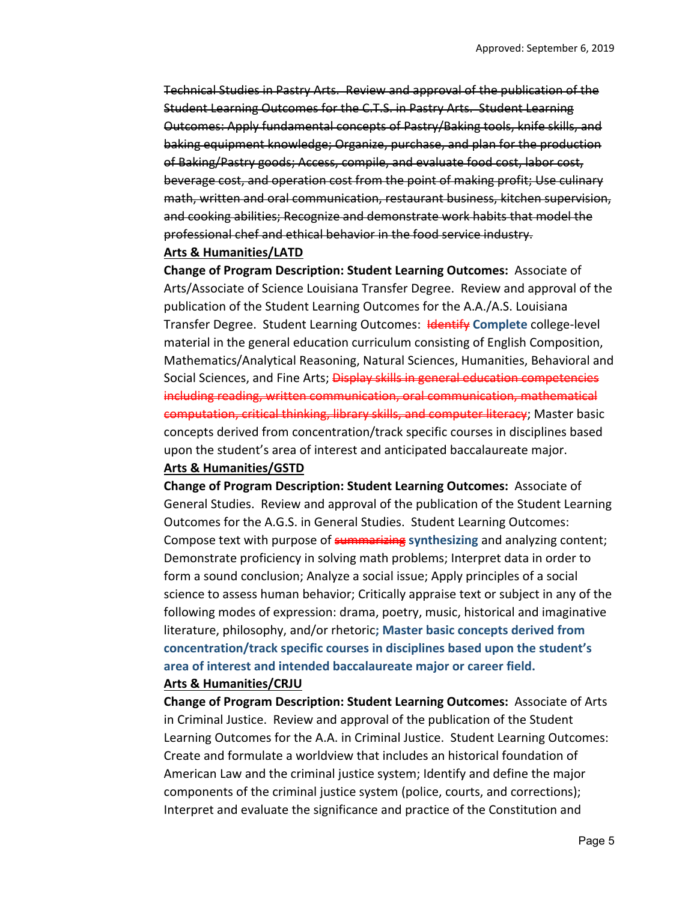~~Technical Studies in Pastry Arts. Review and approval of the publication of the Student Learning Outcomes for the C.T.S. in Pastry Arts. Student Learning Outcomes: Apply fundamental concepts of Pastry/Baking tools, knife skills, and baking equipment knowledge; Organize, purchase, and plan for the production of Baking/Pastry goods; Access, compile, and evaluate food cost, labor cost, beverage cost, and operation cost from the point of making profit; Use culinary math, written and oral communication, restaurant business, kitchen supervision, and cooking abilities; Recognize and demonstrate work habits that model the professional chef and ethical behavior in the food service industry.~~

**Arts & Humanities/LATD**

**Change of Program Description: Student Learning Outcomes:** Associate of Arts/Associate of Science Louisiana Transfer Degree. Review and approval of the publication of the Student Learning Outcomes for the A.A./A.S. Louisiana Transfer Degree. Student Learning Outcomes: ~~Identify~~ **Complete** college-level material in the general education curriculum consisting of English Composition, Mathematics/Analytical Reasoning, Natural Sciences, Humanities, Behavioral and Social Sciences, and Fine Arts; ~~Display skills in general education competencies including reading, written communication, oral communication, mathematical computation, critical thinking, library skills, and computer literacy~~; Master basic concepts derived from concentration/track specific courses in disciplines based upon the student's area of interest and anticipated baccalaureate major.

**Arts & Humanities/GSTD**

**Change of Program Description: Student Learning Outcomes:** Associate of General Studies. Review and approval of the publication of the Student Learning Outcomes for the A.G.S. in General Studies. Student Learning Outcomes: Compose text with purpose of ~~summarizing~~ **synthesizing** and analyzing content; Demonstrate proficiency in solving math problems; Interpret data in order to form a sound conclusion; Analyze a social issue; Apply principles of a social science to assess human behavior; Critically appraise text or subject in any of the following modes of expression: drama, poetry, music, historical and imaginative literature, philosophy, and/or rhetoric**; Master basic concepts derived from concentration/track specific courses in disciplines based upon the student's area of interest and intended baccalaureate major or career field.**

**Arts & Humanities/CRJU**

**Change of Program Description: Student Learning Outcomes:** Associate of Arts in Criminal Justice. Review and approval of the publication of the Student Learning Outcomes for the A.A. in Criminal Justice. Student Learning Outcomes: Create and formulate a worldview that includes an historical foundation of American Law and the criminal justice system; Identify and define the major components of the criminal justice system (police, courts, and corrections); Interpret and evaluate the significance and practice of the Constitution and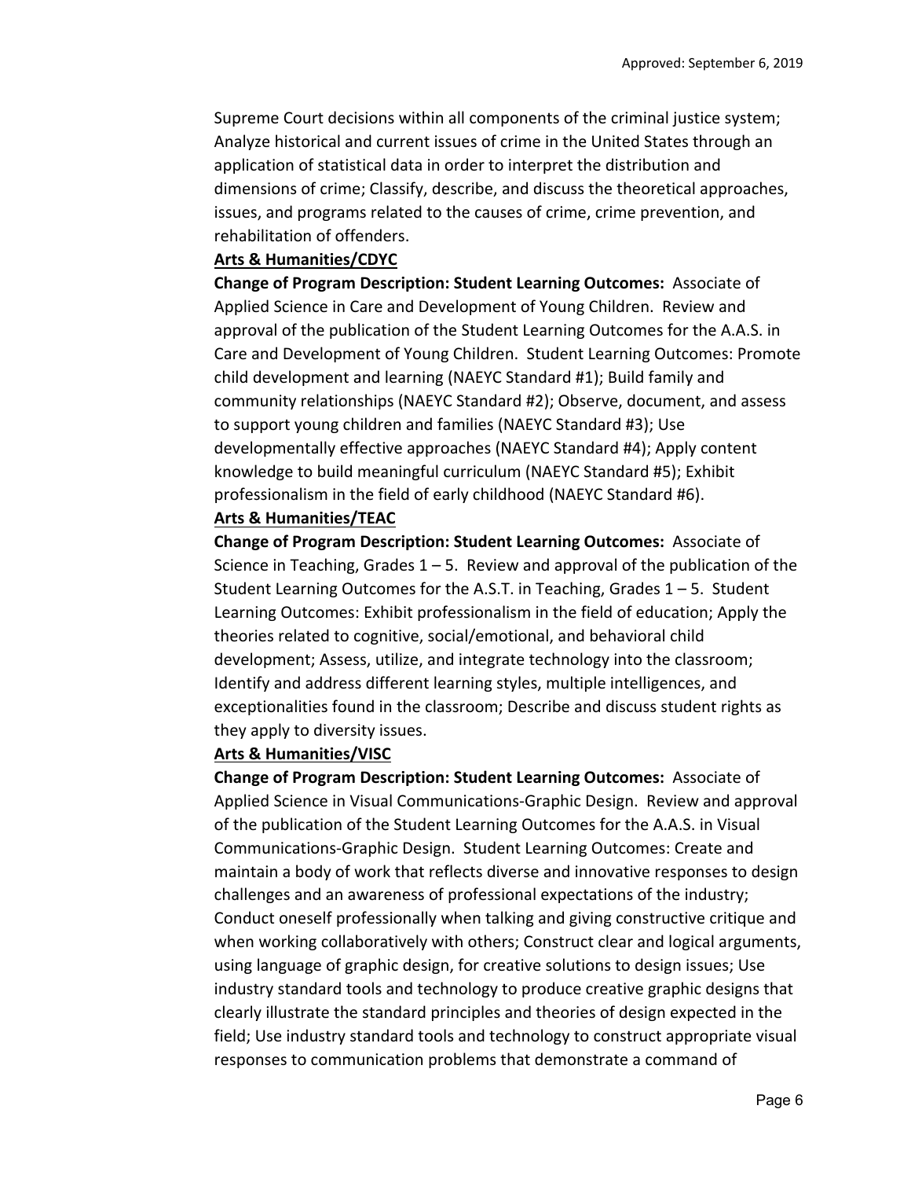Supreme Court decisions within all components of the criminal justice system; Analyze historical and current issues of crime in the United States through an application of statistical data in order to interpret the distribution and dimensions of crime; Classify, describe, and discuss the theoretical approaches, issues, and programs related to the causes of crime, crime prevention, and rehabilitation of offenders.

**Arts & Humanities/CDYC**

**Change of Program Description: Student Learning Outcomes:** Associate of Applied Science in Care and Development of Young Children. Review and approval of the publication of the Student Learning Outcomes for the A.A.S. in Care and Development of Young Children. Student Learning Outcomes: Promote child development and learning (NAEYC Standard #1); Build family and community relationships (NAEYC Standard #2); Observe, document, and assess to support young children and families (NAEYC Standard #3); Use developmentally effective approaches (NAEYC Standard #4); Apply content knowledge to build meaningful curriculum (NAEYC Standard #5); Exhibit professionalism in the field of early childhood (NAEYC Standard #6).

**Arts & Humanities/TEAC**

**Change of Program Description: Student Learning Outcomes:** Associate of Science in Teaching, Grades 1 – 5. Review and approval of the publication of the Student Learning Outcomes for the A.S.T. in Teaching, Grades 1 – 5. Student Learning Outcomes: Exhibit professionalism in the field of education; Apply the theories related to cognitive, social/emotional, and behavioral child development; Assess, utilize, and integrate technology into the classroom; Identify and address different learning styles, multiple intelligences, and exceptionalities found in the classroom; Describe and discuss student rights as they apply to diversity issues.

**Arts & Humanities/VISC**

**Change of Program Description: Student Learning Outcomes:** Associate of Applied Science in Visual Communications-Graphic Design. Review and approval of the publication of the Student Learning Outcomes for the A.A.S. in Visual Communications-Graphic Design. Student Learning Outcomes: Create and maintain a body of work that reflects diverse and innovative responses to design challenges and an awareness of professional expectations of the industry; Conduct oneself professionally when talking and giving constructive critique and when working collaboratively with others; Construct clear and logical arguments, using language of graphic design, for creative solutions to design issues; Use industry standard tools and technology to produce creative graphic designs that clearly illustrate the standard principles and theories of design expected in the field; Use industry standard tools and technology to construct appropriate visual responses to communication problems that demonstrate a command of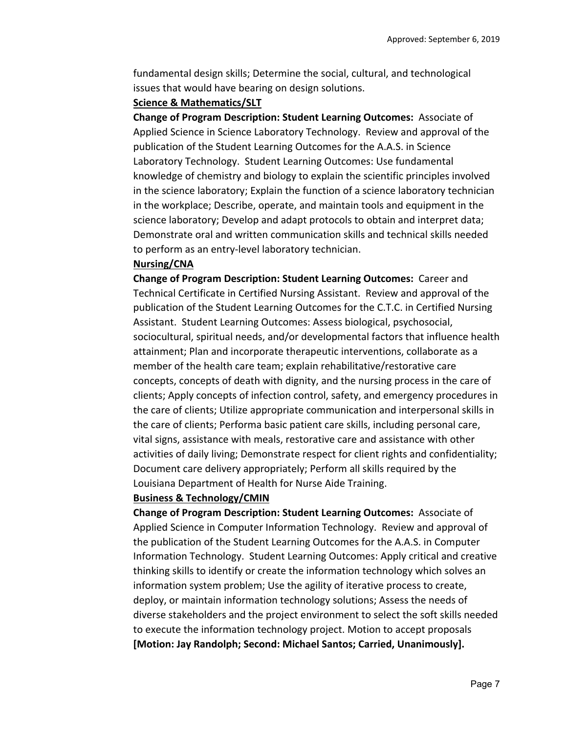fundamental design skills; Determine the social, cultural, and technological issues that would have bearing on design solutions.

**Science & Mathematics/SLT**

**Change of Program Description: Student Learning Outcomes:** Associate of Applied Science in Science Laboratory Technology. Review and approval of the publication of the Student Learning Outcomes for the A.A.S. in Science Laboratory Technology. Student Learning Outcomes: Use fundamental knowledge of chemistry and biology to explain the scientific principles involved in the science laboratory; Explain the function of a science laboratory technician in the workplace; Describe, operate, and maintain tools and equipment in the science laboratory; Develop and adapt protocols to obtain and interpret data; Demonstrate oral and written communication skills and technical skills needed to perform as an entry-level laboratory technician.

**Nursing/CNA**

**Change of Program Description: Student Learning Outcomes:** Career and Technical Certificate in Certified Nursing Assistant. Review and approval of the publication of the Student Learning Outcomes for the C.T.C. in Certified Nursing Assistant. Student Learning Outcomes: Assess biological, psychosocial, sociocultural, spiritual needs, and/or developmental factors that influence health attainment; Plan and incorporate therapeutic interventions, collaborate as a member of the health care team; explain rehabilitative/restorative care concepts, concepts of death with dignity, and the nursing process in the care of clients; Apply concepts of infection control, safety, and emergency procedures in the care of clients; Utilize appropriate communication and interpersonal skills in the care of clients; Performa basic patient care skills, including personal care, vital signs, assistance with meals, restorative care and assistance with other activities of daily living; Demonstrate respect for client rights and confidentiality; Document care delivery appropriately; Perform all skills required by the Louisiana Department of Health for Nurse Aide Training.

**Business & Technology/CMIN**

**Change of Program Description: Student Learning Outcomes:** Associate of Applied Science in Computer Information Technology. Review and approval of the publication of the Student Learning Outcomes for the A.A.S. in Computer Information Technology. Student Learning Outcomes: Apply critical and creative thinking skills to identify or create the information technology which solves an information system problem; Use the agility of iterative process to create, deploy, or maintain information technology solutions; Assess the needs of diverse stakeholders and the project environment to select the soft skills needed to execute the information technology project. Motion to accept proposals **[Motion: Jay Randolph; Second: Michael Santos; Carried, Unanimously].**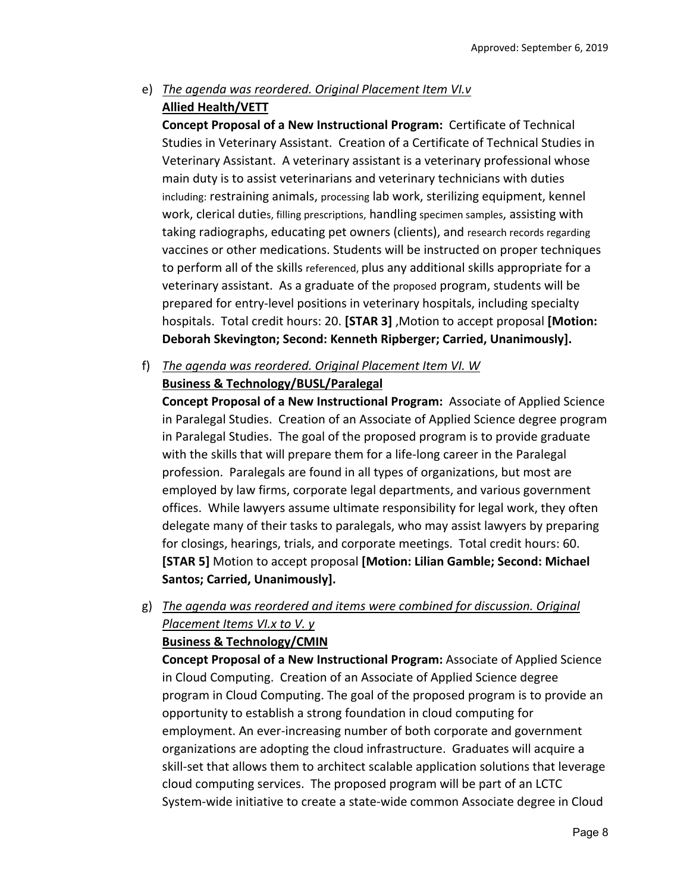e) *<u>The agenda was reordered. Original Placement Item VI.v</u>*
**<u>Allied Health/VETT</u>**
**Concept Proposal of a New Instructional Program:** Certificate of Technical Studies in Veterinary Assistant. Creation of a Certificate of Technical Studies in Veterinary Assistant. A veterinary assistant is a veterinary professional whose main duty is to assist veterinarians and veterinary technicians with duties including: restraining animals, processing lab work, sterilizing equipment, kennel work, clerical duties, filling prescriptions, handling specimen samples, assisting with taking radiographs, educating pet owners (clients), and research records regarding vaccines or other medications. Students will be instructed on proper techniques to perform all of the skills referenced, plus any additional skills appropriate for a veterinary assistant. As a graduate of the proposed program, students will be prepared for entry-level positions in veterinary hospitals, including specialty hospitals. Total credit hours: 20. **[STAR 3]** ,Motion to accept proposal **[Motion: Deborah Skevington; Second: Kenneth Ripberger; Carried, Unanimously].**

f) *<u>The agenda was reordered. Original Placement Item VI. W</u>*
**<u>Business & Technology/BUSL/Paralegal</u>**
**Concept Proposal of a New Instructional Program:** Associate of Applied Science in Paralegal Studies. Creation of an Associate of Applied Science degree program in Paralegal Studies. The goal of the proposed program is to provide graduate with the skills that will prepare them for a life-long career in the Paralegal profession. Paralegals are found in all types of organizations, but most are employed by law firms, corporate legal departments, and various government offices. While lawyers assume ultimate responsibility for legal work, they often delegate many of their tasks to paralegals, who may assist lawyers by preparing for closings, hearings, trials, and corporate meetings. Total credit hours: 60. **[STAR 5]** Motion to accept proposal **[Motion: Lilian Gamble; Second: Michael Santos; Carried, Unanimously].**

g) *<u>The agenda was reordered and items were combined for discussion. Original Placement Items VI.x to V. y</u>*
**<u>Business & Technology/CMIN</u>**
**Concept Proposal of a New Instructional Program:** Associate of Applied Science in Cloud Computing. Creation of an Associate of Applied Science degree program in Cloud Computing. The goal of the proposed program is to provide an opportunity to establish a strong foundation in cloud computing for employment. An ever-increasing number of both corporate and government organizations are adopting the cloud infrastructure. Graduates will acquire a skill-set that allows them to architect scalable application solutions that leverage cloud computing services. The proposed program will be part of an LCTC System-wide initiative to create a state-wide common Associate degree in Cloud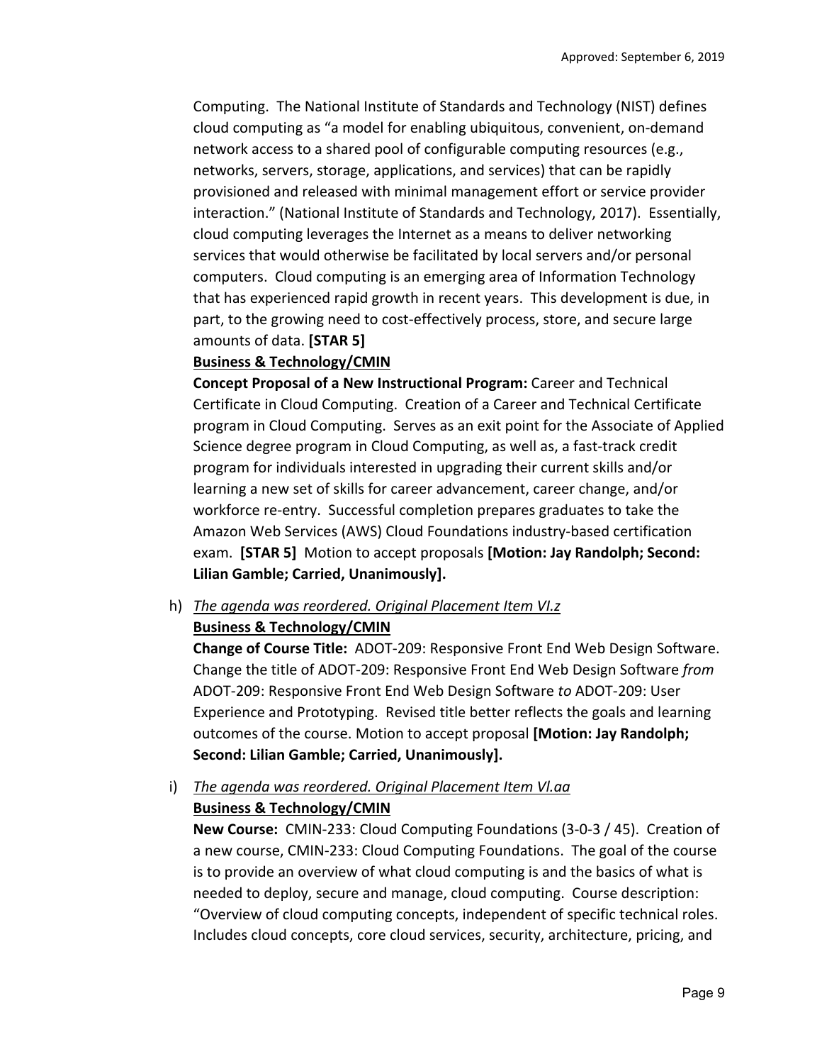Computing. The National Institute of Standards and Technology (NIST) defines cloud computing as "a model for enabling ubiquitous, convenient, on-demand network access to a shared pool of configurable computing resources (e.g., networks, servers, storage, applications, and services) that can be rapidly provisioned and released with minimal management effort or service provider interaction." (National Institute of Standards and Technology, 2017). Essentially, cloud computing leverages the Internet as a means to deliver networking services that would otherwise be facilitated by local servers and/or personal computers. Cloud computing is an emerging area of Information Technology that has experienced rapid growth in recent years. This development is due, in part, to the growing need to cost-effectively process, store, and secure large amounts of data. **[STAR 5]**

**Business & Technology/CMIN**

**Concept Proposal of a New Instructional Program:** Career and Technical Certificate in Cloud Computing. Creation of a Career and Technical Certificate program in Cloud Computing. Serves as an exit point for the Associate of Applied Science degree program in Cloud Computing, as well as, a fast-track credit program for individuals interested in upgrading their current skills and/or learning a new set of skills for career advancement, career change, and/or workforce re-entry. Successful completion prepares graduates to take the Amazon Web Services (AWS) Cloud Foundations industry-based certification exam. **[STAR 5]** Motion to accept proposals **[Motion: Jay Randolph; Second: Lilian Gamble; Carried, Unanimously].**

h) *The agenda was reordered. Original Placement Item VI.z*

**Business & Technology/CMIN**

**Change of Course Title:** ADOT-209: Responsive Front End Web Design Software. Change the title of ADOT-209: Responsive Front End Web Design Software *from* ADOT-209: Responsive Front End Web Design Software *to* ADOT-209: User Experience and Prototyping. Revised title better reflects the goals and learning outcomes of the course. Motion to accept proposal **[Motion: Jay Randolph; Second: Lilian Gamble; Carried, Unanimously].**

i) *The agenda was reordered. Original Placement Item Vl.aa*

**Business & Technology/CMIN**

**New Course:** CMIN-233: Cloud Computing Foundations (3-0-3 / 45). Creation of a new course, CMIN-233: Cloud Computing Foundations. The goal of the course is to provide an overview of what cloud computing is and the basics of what is needed to deploy, secure and manage, cloud computing. Course description: "Overview of cloud computing concepts, independent of specific technical roles. Includes cloud concepts, core cloud services, security, architecture, pricing, and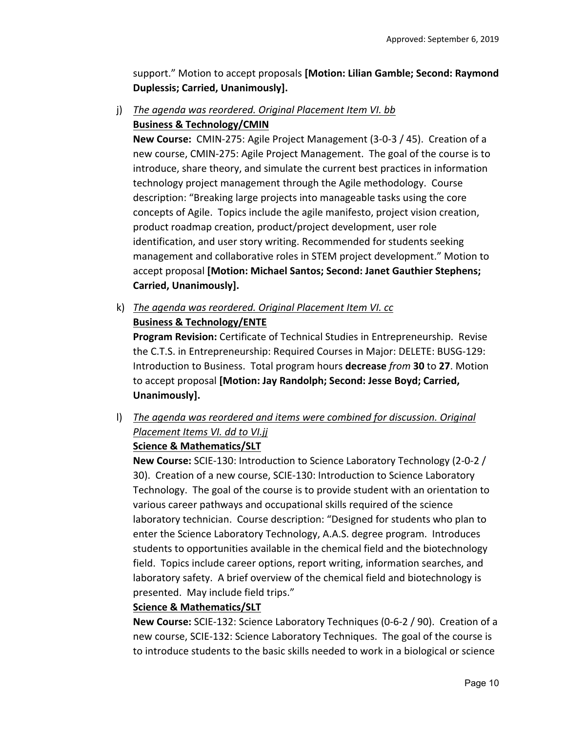support." Motion to accept proposals **[Motion: Lilian Gamble; Second: Raymond Duplessis; Carried, Unanimously].**

j) *The agenda was reordered. Original Placement Item VI. bb*

**Business & Technology/CMIN**

**New Course:** CMIN-275: Agile Project Management (3-0-3 / 45). Creation of a new course, CMIN-275: Agile Project Management. The goal of the course is to introduce, share theory, and simulate the current best practices in information technology project management through the Agile methodology. Course description: "Breaking large projects into manageable tasks using the core concepts of Agile. Topics include the agile manifesto, project vision creation, product roadmap creation, product/project development, user role identification, and user story writing. Recommended for students seeking management and collaborative roles in STEM project development." Motion to accept proposal **[Motion: Michael Santos; Second: Janet Gauthier Stephens; Carried, Unanimously].**

k) *The agenda was reordered. Original Placement Item VI. cc*

**Business & Technology/ENTE**

**Program Revision:** Certificate of Technical Studies in Entrepreneurship. Revise the C.T.S. in Entrepreneurship: Required Courses in Major: DELETE: BUSG-129: Introduction to Business. Total program hours **decrease** *from* **30** to **27**. Motion to accept proposal **[Motion: Jay Randolph; Second: Jesse Boyd; Carried, Unanimously].**

l) *The agenda was reordered and items were combined for discussion. Original Placement Items VI. dd to VI.jj*

**Science & Mathematics/SLT**

**New Course:** SCIE-130: Introduction to Science Laboratory Technology (2-0-2 / 30). Creation of a new course, SCIE-130: Introduction to Science Laboratory Technology. The goal of the course is to provide student with an orientation to various career pathways and occupational skills required of the science laboratory technician. Course description: "Designed for students who plan to enter the Science Laboratory Technology, A.A.S. degree program. Introduces students to opportunities available in the chemical field and the biotechnology field. Topics include career options, report writing, information searches, and laboratory safety. A brief overview of the chemical field and biotechnology is presented. May include field trips."

**Science & Mathematics/SLT**

**New Course:** SCIE-132: Science Laboratory Techniques (0-6-2 / 90). Creation of a new course, SCIE-132: Science Laboratory Techniques. The goal of the course is to introduce students to the basic skills needed to work in a biological or science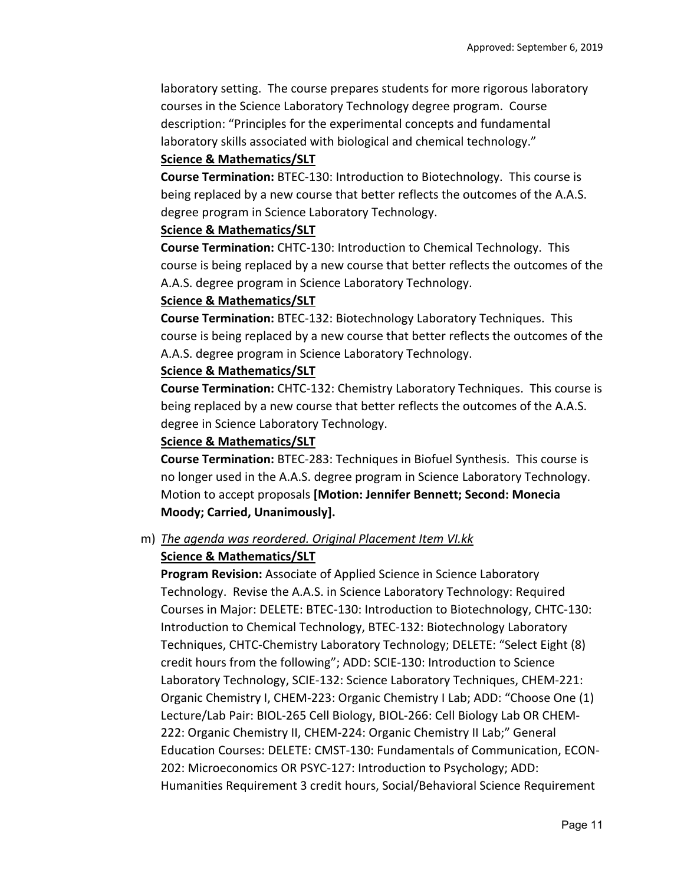laboratory setting. The course prepares students for more rigorous laboratory courses in the Science Laboratory Technology degree program. Course description: "Principles for the experimental concepts and fundamental laboratory skills associated with biological and chemical technology."

**Science & Mathematics/SLT**

**Course Termination:** BTEC-130: Introduction to Biotechnology. This course is being replaced by a new course that better reflects the outcomes of the A.A.S. degree program in Science Laboratory Technology.

**Science & Mathematics/SLT**

**Course Termination:** CHTC-130: Introduction to Chemical Technology. This course is being replaced by a new course that better reflects the outcomes of the A.A.S. degree program in Science Laboratory Technology.

**Science & Mathematics/SLT**

**Course Termination:** BTEC-132: Biotechnology Laboratory Techniques. This course is being replaced by a new course that better reflects the outcomes of the A.A.S. degree program in Science Laboratory Technology.

**Science & Mathematics/SLT**

**Course Termination:** CHTC-132: Chemistry Laboratory Techniques. This course is being replaced by a new course that better reflects the outcomes of the A.A.S. degree in Science Laboratory Technology.

**Science & Mathematics/SLT**

**Course Termination:** BTEC-283: Techniques in Biofuel Synthesis. This course is no longer used in the A.A.S. degree program in Science Laboratory Technology. Motion to accept proposals **[Motion: Jennifer Bennett; Second: Monecia Moody; Carried, Unanimously].**

m) *The agenda was reordered. Original Placement Item VI.kk*

**Science & Mathematics/SLT**

**Program Revision:** Associate of Applied Science in Science Laboratory Technology. Revise the A.A.S. in Science Laboratory Technology: Required Courses in Major: DELETE: BTEC-130: Introduction to Biotechnology, CHTC-130: Introduction to Chemical Technology, BTEC-132: Biotechnology Laboratory Techniques, CHTC-Chemistry Laboratory Technology; DELETE: "Select Eight (8) credit hours from the following"; ADD: SCIE-130: Introduction to Science Laboratory Technology, SCIE-132: Science Laboratory Techniques, CHEM-221: Organic Chemistry I, CHEM-223: Organic Chemistry I Lab; ADD: "Choose One (1) Lecture/Lab Pair: BIOL-265 Cell Biology, BIOL-266: Cell Biology Lab OR CHEM-222: Organic Chemistry II, CHEM-224: Organic Chemistry II Lab;" General Education Courses: DELETE: CMST-130: Fundamentals of Communication, ECON-202: Microeconomics OR PSYC-127: Introduction to Psychology; ADD: Humanities Requirement 3 credit hours, Social/Behavioral Science Requirement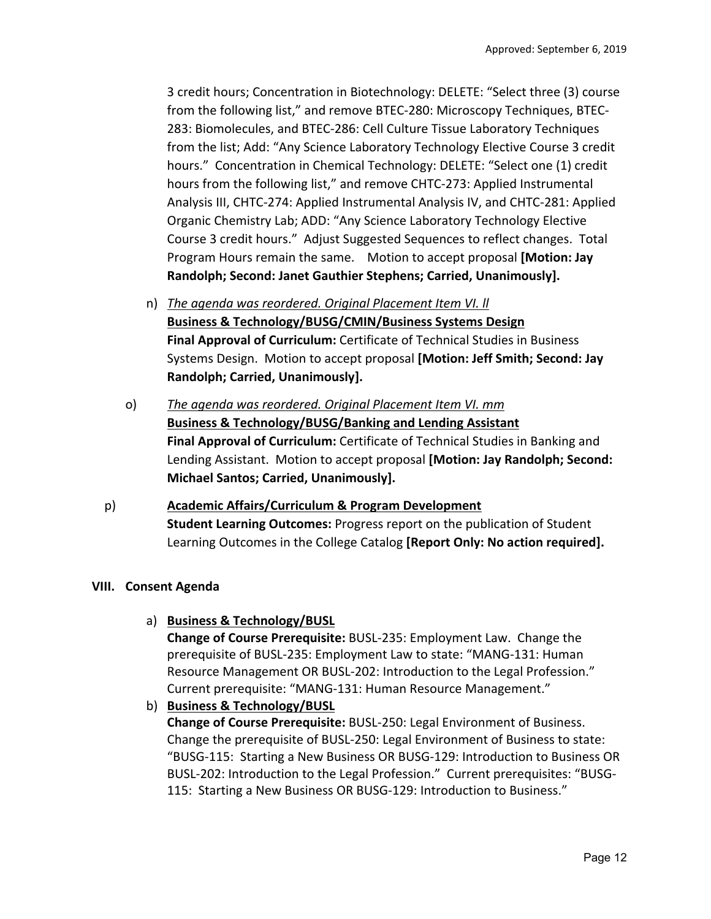3 credit hours; Concentration in Biotechnology: DELETE: "Select three (3) course from the following list," and remove BTEC-280: Microscopy Techniques, BTEC-283: Biomolecules, and BTEC-286: Cell Culture Tissue Laboratory Techniques from the list; Add: "Any Science Laboratory Technology Elective Course 3 credit hours." Concentration in Chemical Technology: DELETE: "Select one (1) credit hours from the following list," and remove CHTC-273: Applied Instrumental Analysis III, CHTC-274: Applied Instrumental Analysis IV, and CHTC-281: Applied Organic Chemistry Lab; ADD: "Any Science Laboratory Technology Elective Course 3 credit hours." Adjust Suggested Sequences to reflect changes. Total Program Hours remain the same. Motion to accept proposal **[Motion: Jay Randolph; Second: Janet Gauthier Stephens; Carried, Unanimously].**

n) *The agenda was reordered. Original Placement Item VI. ll*
**Business & Technology/BUSG/CMIN/Business Systems Design**
**Final Approval of Curriculum:** Certificate of Technical Studies in Business Systems Design. Motion to accept proposal **[Motion: Jeff Smith; Second: Jay Randolph; Carried, Unanimously].**

o) *The agenda was reordered. Original Placement Item VI. mm*
**Business & Technology/BUSG/Banking and Lending Assistant**
**Final Approval of Curriculum:** Certificate of Technical Studies in Banking and Lending Assistant. Motion to accept proposal **[Motion: Jay Randolph; Second: Michael Santos; Carried, Unanimously].**

p) **Academic Affairs/Curriculum & Program Development**
**Student Learning Outcomes:** Progress report on the publication of Student Learning Outcomes in the College Catalog **[Report Only: No action required].**

## VIII. Consent Agenda

a) **Business & Technology/BUSL**
**Change of Course Prerequisite:** BUSL-235: Employment Law. Change the prerequisite of BUSL-235: Employment Law to state: "MANG-131: Human Resource Management OR BUSL-202: Introduction to the Legal Profession." Current prerequisite: "MANG-131: Human Resource Management."

b) **Business & Technology/BUSL**
**Change of Course Prerequisite:** BUSL-250: Legal Environment of Business. Change the prerequisite of BUSL-250: Legal Environment of Business to state: "BUSG-115: Starting a New Business OR BUSG-129: Introduction to Business OR BUSL-202: Introduction to the Legal Profession." Current prerequisites: "BUSG-115: Starting a New Business OR BUSG-129: Introduction to Business."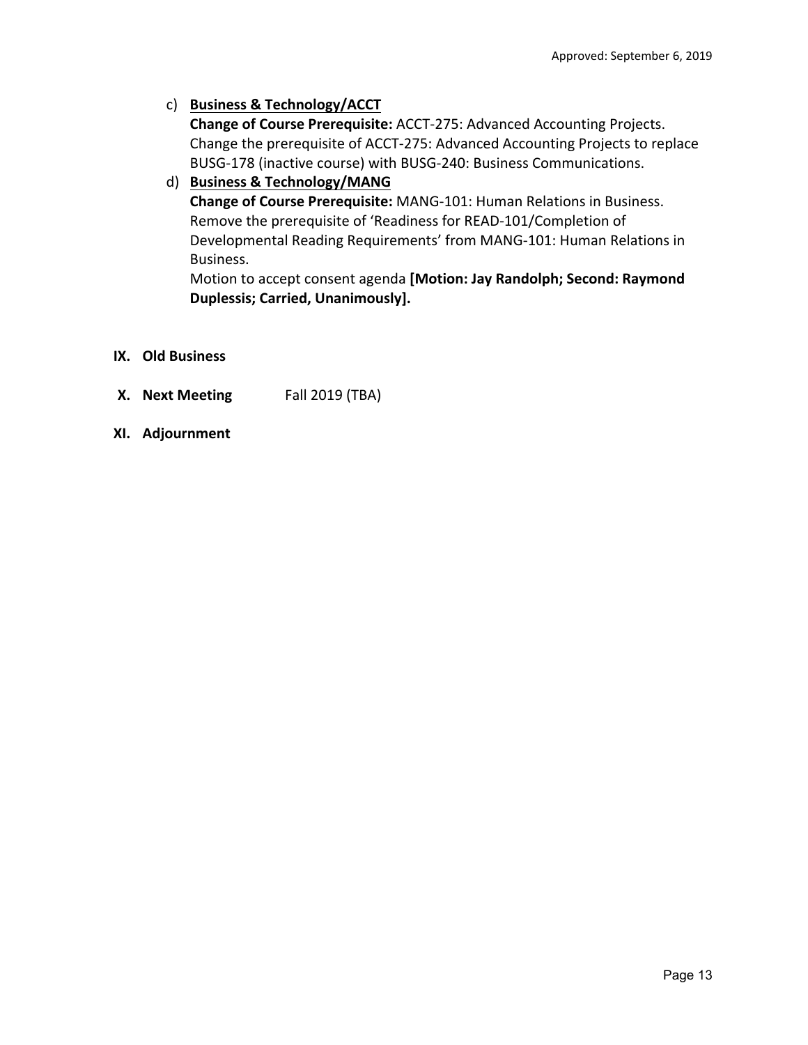c) **Business & Technology/ACCT**
   **Change of Course Prerequisite:** ACCT-275: Advanced Accounting Projects. Change the prerequisite of ACCT-275: Advanced Accounting Projects to replace BUSG-178 (inactive course) with BUSG-240: Business Communications.

d) **Business & Technology/MANG**
   **Change of Course Prerequisite:** MANG-101: Human Relations in Business. Remove the prerequisite of 'Readiness for READ-101/Completion of Developmental Reading Requirements' from MANG-101: Human Relations in Business.
   Motion to accept consent agenda **[Motion: Jay Randolph; Second: Raymond Duplessis; Carried, Unanimously].**

## IX. Old Business

## X. Next Meeting Fall 2019 (TBA)

## XI. Adjournment